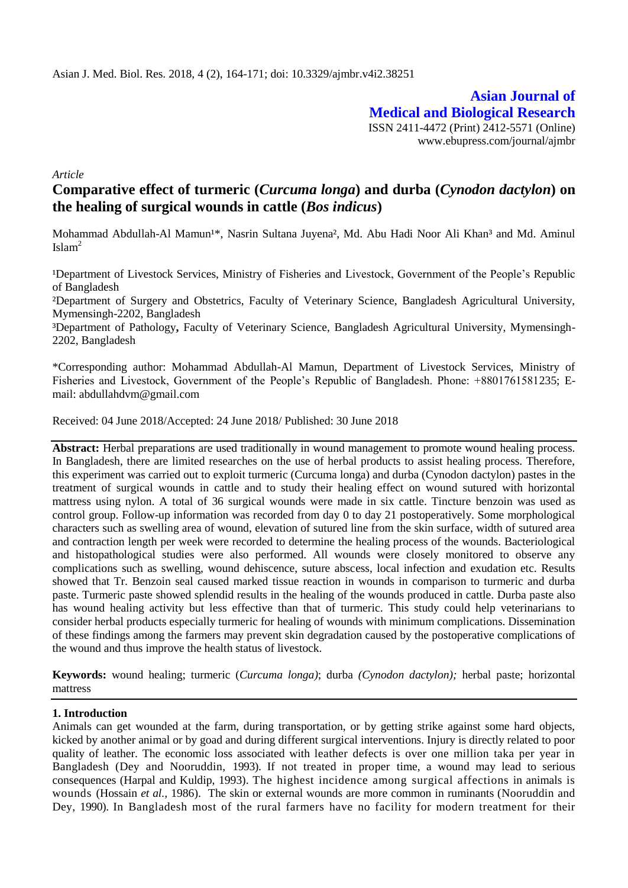**Asian Journal of Medical and Biological Research**

ISSN 2411-4472 (Print) 2412-5571 (Online)
www.ebupress.com/journal/ajmbr

*Article*

# Comparative effect of turmeric (*Curcuma longa*) and durba (*Cynodon dactylon*) on the healing of surgical wounds in cattle (*Bos indicus*)

Mohammad Abdullah-Al Mamun[1]*, Nasrin Sultana Juyena[2], Md. Abu Hadi Noor Ali Khan[3] and Md. Aminul Islam[2]

[1]Department of Livestock Services, Ministry of Fisheries and Livestock, Government of the People's Republic of Bangladesh

[2]Department of Surgery and Obstetrics, Faculty of Veterinary Science, Bangladesh Agricultural University, Mymensingh-2202, Bangladesh

[3]Department of Pathology**,** Faculty of Veterinary Science, Bangladesh Agricultural University, Mymensingh-2202, Bangladesh

*Corresponding author: Mohammad Abdullah-Al Mamun, Department of Livestock Services, Ministry of Fisheries and Livestock, Government of the People's Republic of Bangladesh. Phone: +8801761581235; E-mail: abdullahdvm@gmail.com

Received: 04 June 2018/Accepted: 24 June 2018/ Published: 30 June 2018

**Abstract:** Herbal preparations are used traditionally in wound management to promote wound healing process. In Bangladesh, there are limited researches on the use of herbal products to assist healing process. Therefore, this experiment was carried out to exploit turmeric (Curcuma longa) and durba (Cynodon dactylon) pastes in the treatment of surgical wounds in cattle and to study their healing effect on wound sutured with horizontal mattress using nylon. A total of 36 surgical wounds were made in six cattle. Tincture benzoin was used as control group. Follow-up information was recorded from day 0 to day 21 postoperatively. Some morphological characters such as swelling area of wound, elevation of sutured line from the skin surface, width of sutured area and contraction length per week were recorded to determine the healing process of the wounds. Bacteriological and histopathological studies were also performed. All wounds were closely monitored to observe any complications such as swelling, wound dehiscence, suture abscess, local infection and exudation etc. Results showed that Tr. Benzoin seal caused marked tissue reaction in wounds in comparison to turmeric and durba paste. Turmeric paste showed splendid results in the healing of the wounds produced in cattle. Durba paste also has wound healing activity but less effective than that of turmeric. This study could help veterinarians to consider herbal products especially turmeric for healing of wounds with minimum complications. Dissemination of these findings among the farmers may prevent skin degradation caused by the postoperative complications of the wound and thus improve the health status of livestock.

**Keywords:** wound healing; turmeric (*Curcuma longa)*; durba *(Cynodon dactylon);* herbal paste; horizontal mattress

## 1. Introduction

Animals can get wounded at the farm, during transportation, or by getting strike against some hard objects, kicked by another animal or by goad and during different surgical interventions. Injury is directly related to poor quality of leather. The economic loss associated with leather defects is over one million taka per year in Bangladesh (Dey and Nooruddin, 1993). If not treated in proper time, a wound may lead to serious consequences (Harpal and Kuldip, 1993). The highest incidence among surgical affections in animals is wounds (Hossain *et al.,* 1986). The skin or external wounds are more common in ruminants (Nooruddin and Dey, 1990). In Bangladesh most of the rural farmers have no facility for modern treatment for their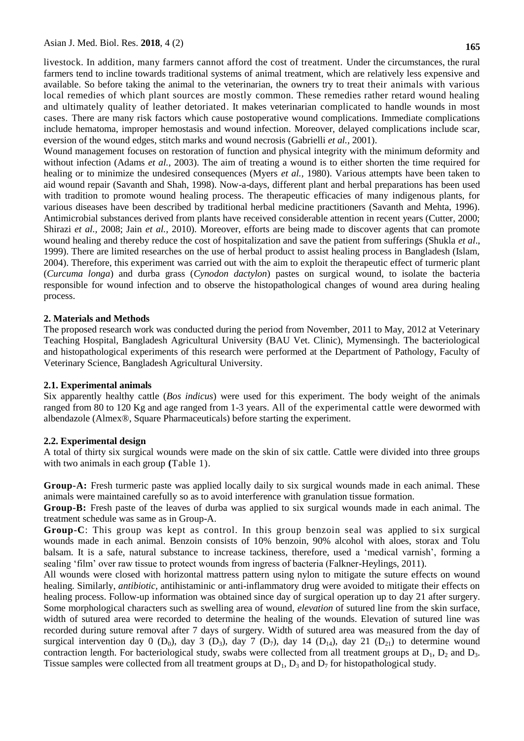livestock. In addition, many farmers cannot afford the cost of treatment. Under the circumstances, the rural farmers tend to incline towards traditional systems of animal treatment, which are relatively less expensive and available. So before taking the animal to the veterinarian, the owners try to treat their animals with various local remedies of which plant sources are mostly common. These remedies rather retard wound healing and ultimately quality of leather detoriated. It makes veterinarian complicated to handle wounds in most cases. There are many risk factors which cause postoperative wound complications. Immediate complications include hematoma, improper hemostasis and wound infection. Moreover, delayed complications include scar, eversion of the wound edges, stitch marks and wound necrosis (Gabrielli *et al.,* 2001).

Wound management focuses on restoration of function and physical integrity with the minimum deformity and without infection (Adams *et al.,* 2003). The aim of treating a wound is to either shorten the time required for healing or to minimize the undesired consequences (Myers *et al.,* 1980). Various attempts have been taken to aid wound repair (Savanth and Shah, 1998). Now-a-days, different plant and herbal preparations has been used with tradition to promote wound healing process. The therapeutic efficacies of many indigenous plants, for various diseases have been described by traditional herbal medicine practitioners (Savanth and Mehta, 1996). Antimicrobial substances derived from plants have received considerable attention in recent years (Cutter, 2000; Shirazi *et al.,* 2008; Jain *et al.,* 2010). Moreover, efforts are being made to discover agents that can promote wound healing and thereby reduce the cost of hospitalization and save the patient from sufferings (Shukla *et al*., 1999). There are limited researches on the use of herbal product to assist healing process in Bangladesh (Islam, 2004). Therefore, this experiment was carried out with the aim to exploit the therapeutic effect of turmeric plant (*Curcuma longa*) and durba grass (*Cynodon dactylon*) pastes on surgical wound, to isolate the bacteria responsible for wound infection and to observe the histopathological changes of wound area during healing process.

## 2. Materials and Methods

The proposed research work was conducted during the period from November, 2011 to May, 2012 at Veterinary Teaching Hospital, Bangladesh Agricultural University (BAU Vet. Clinic), Mymensingh. The bacteriological and histopathological experiments of this research were performed at the Department of Pathology, Faculty of Veterinary Science, Bangladesh Agricultural University.

### 2.1. Experimental animals

Six apparently healthy cattle (*Bos indicus*) were used for this experiment. The body weight of the animals ranged from 80 to 120 Kg and age ranged from 1-3 years. All of the experimental cattle were dewormed with albendazole (Almex®, Square Pharmaceuticals) before starting the experiment.

### 2.2. Experimental design

A total of thirty six surgical wounds were made on the skin of six cattle. Cattle were divided into three groups with two animals in each group **(**Table 1).

**Group-A:** Fresh turmeric paste was applied locally daily to six surgical wounds made in each animal. These animals were maintained carefully so as to avoid interference with granulation tissue formation.

**Group-B:** Fresh paste of the leaves of durba was applied to six surgical wounds made in each animal. The treatment schedule was same as in Group-A.

**Group-C**: This group was kept as control. In this group benzoin seal was applied to six surgical wounds made in each animal. Benzoin consists of 10% benzoin, 90% alcohol with aloes, storax and Tolu balsam. It is a safe, natural substance to increase tackiness, therefore, used a 'medical varnish', forming a sealing 'film' over raw tissue to protect wounds from ingress of bacteria (Falkner-Heylings, 2011).

All wounds were closed with horizontal mattress pattern using nylon to mitigate the suture effects on wound healing. Similarly, *antibiotic,* antihistaminic or anti-inflammatory drug were avoided to mitigate their effects on healing process. Follow-up information was obtained since day of surgical operation up to day 21 after surgery. Some morphological characters such as swelling area of wound, *elevation* of sutured line from the skin surface, width of sutured area were recorded to determine the healing of the wounds. Elevation of sutured line was recorded during suture removal after 7 days of surgery. Width of sutured area was measured from the day of surgical intervention day 0 ($D_0$), day 3 ($D_3$), day 7 ($D_7$), day 14 ($D_{14}$), day 21 ($D_{21}$) to determine wound contraction length. For bacteriological study, swabs were collected from all treatment groups at $D_1$, $D_2$ and $D_3$. Tissue samples were collected from all treatment groups at $D_1$, $D_3$ and $D_7$ for histopathological study.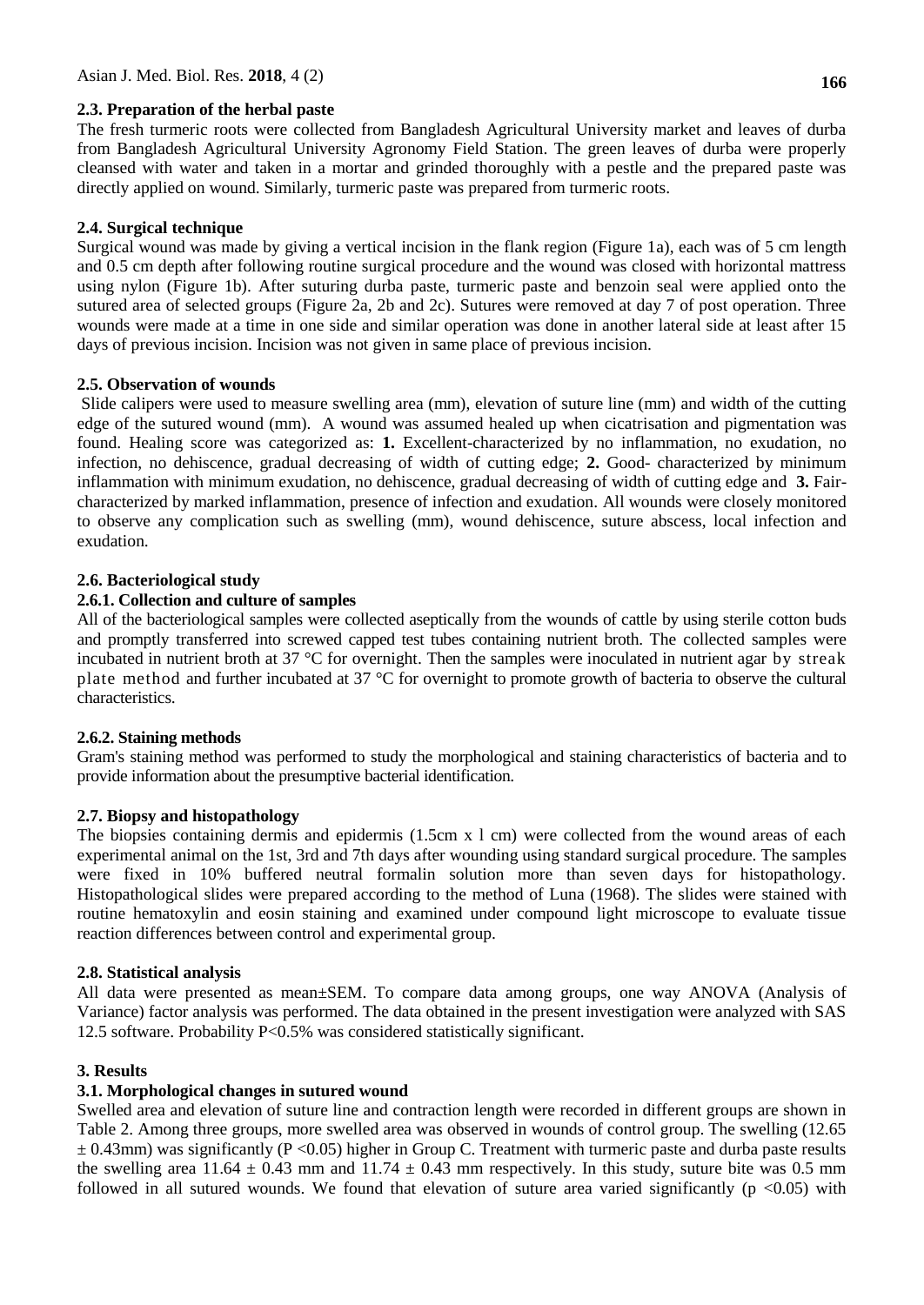### 2.3. Preparation of the herbal paste

The fresh turmeric roots were collected from Bangladesh Agricultural University market and leaves of durba from Bangladesh Agricultural University Agronomy Field Station. The green leaves of durba were properly cleansed with water and taken in a mortar and grinded thoroughly with a pestle and the prepared paste was directly applied on wound. Similarly, turmeric paste was prepared from turmeric roots.

### 2.4. Surgical technique

Surgical wound was made by giving a vertical incision in the flank region (Figure 1a), each was of 5 cm length and 0.5 cm depth after following routine surgical procedure and the wound was closed with horizontal mattress using nylon (Figure 1b). After suturing durba paste, turmeric paste and benzoin seal were applied onto the sutured area of selected groups (Figure 2a, 2b and 2c). Sutures were removed at day 7 of post operation. Three wounds were made at a time in one side and similar operation was done in another lateral side at least after 15 days of previous incision. Incision was not given in same place of previous incision.

### 2.5. Observation of wounds

Slide calipers were used to measure swelling area (mm), elevation of suture line (mm) and width of the cutting edge of the sutured wound (mm). A wound was assumed healed up when cicatrisation and pigmentation was found. Healing score was categorized as: **1.** Excellent-characterized by no inflammation, no exudation, no infection, no dehiscence, gradual decreasing of width of cutting edge; **2.** Good- characterized by minimum inflammation with minimum exudation, no dehiscence, gradual decreasing of width of cutting edge and **3.** Fair-characterized by marked inflammation, presence of infection and exudation. All wounds were closely monitored to observe any complication such as swelling (mm), wound dehiscence, suture abscess, local infection and exudation.

### 2.6. Bacteriological study

#### 2.6.1. Collection and culture of samples

All of the bacteriological samples were collected aseptically from the wounds of cattle by using sterile cotton buds and promptly transferred into screwed capped test tubes containing nutrient broth. The collected samples were incubated in nutrient broth at 37 °C for overnight. Then the samples were inoculated in nutrient agar by streak plate method and further incubated at 37 °C for overnight to promote growth of bacteria to observe the cultural characteristics.

#### 2.6.2. Staining methods

Gram's staining method was performed to study the morphological and staining characteristics of bacteria and to provide information about the presumptive bacterial identification.

### 2.7. Biopsy and histopathology

The biopsies containing dermis and epidermis (1.5cm x l cm) were collected from the wound areas of each experimental animal on the 1st, 3rd and 7th days after wounding using standard surgical procedure. The samples were fixed in 10% buffered neutral formalin solution more than seven days for histopathology. Histopathological slides were prepared according to the method of Luna (1968). The slides were stained with routine hematoxylin and eosin staining and examined under compound light microscope to evaluate tissue reaction differences between control and experimental group.

### 2.8. Statistical analysis

All data were presented as mean±SEM. To compare data among groups, one way ANOVA (Analysis of Variance) factor analysis was performed. The data obtained in the present investigation were analyzed with SAS 12.5 software. Probability P<0.5% was considered statistically significant.

## 3. Results

### 3.1. Morphological changes in sutured wound

Swelled area and elevation of suture line and contraction length were recorded in different groups are shown in Table 2. Among three groups, more swelled area was observed in wounds of control group. The swelling (12.65 ± 0.43mm) was significantly (P <0.05) higher in Group C. Treatment with turmeric paste and durba paste results the swelling area 11.64 ± 0.43 mm and 11.74 ± 0.43 mm respectively. In this study, suture bite was 0.5 mm followed in all sutured wounds. We found that elevation of suture area varied significantly (p <0.05) with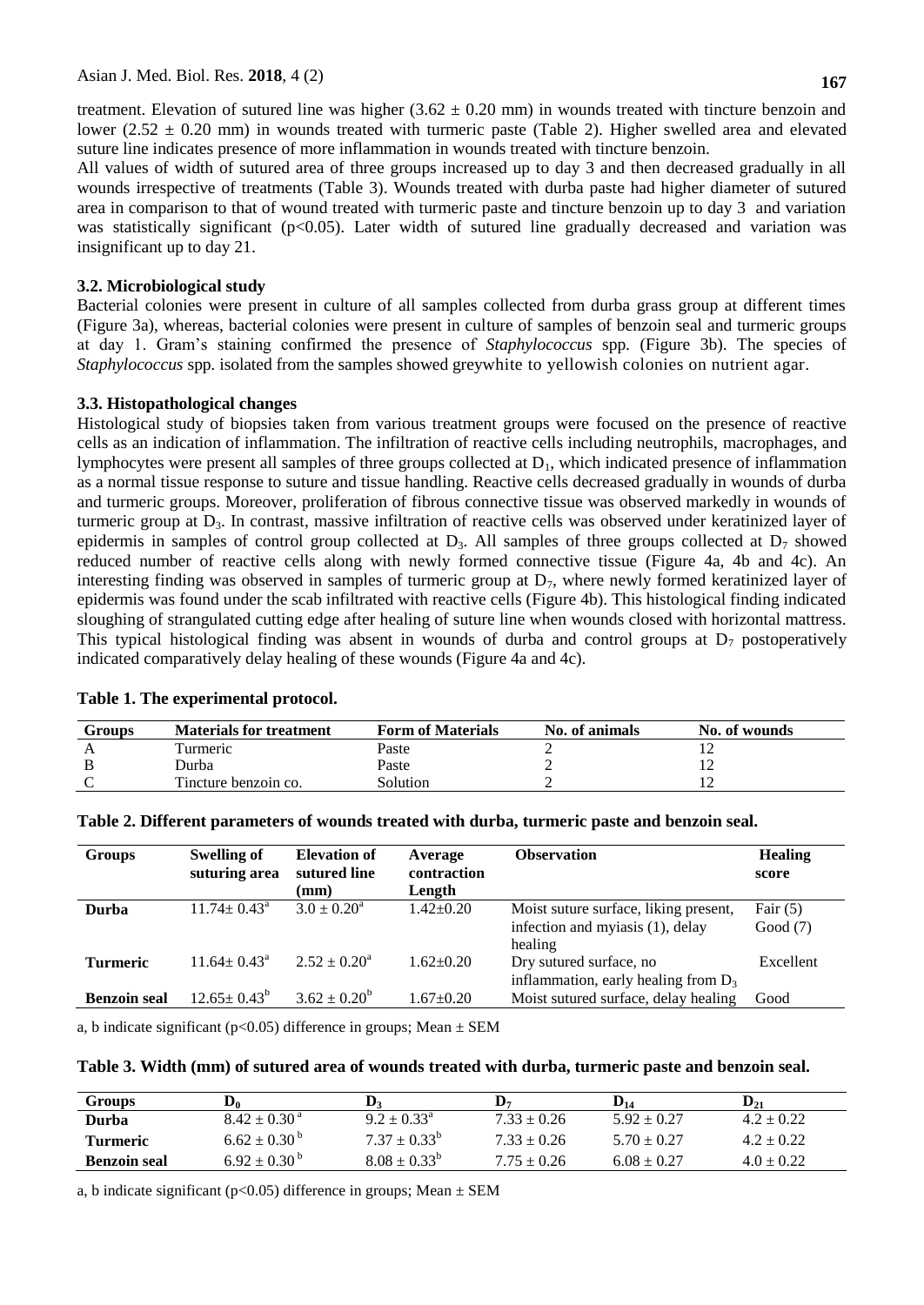treatment. Elevation of sutured line was higher (3.62 ± 0.20 mm) in wounds treated with tincture benzoin and lower (2.52 ± 0.20 mm) in wounds treated with turmeric paste (Table 2). Higher swelled area and elevated suture line indicates presence of more inflammation in wounds treated with tincture benzoin.

All values of width of sutured area of three groups increased up to day 3 and then decreased gradually in all wounds irrespective of treatments (Table 3). Wounds treated with durba paste had higher diameter of sutured area in comparison to that of wound treated with turmeric paste and tincture benzoin up to day 3 and variation was statistically significant ($p<0.05$). Later width of sutured line gradually decreased and variation was insignificant up to day 21.

### 3.2. Microbiological study

Bacterial colonies were present in culture of all samples collected from durba grass group at different times (Figure 3a), whereas, bacterial colonies were present in culture of samples of benzoin seal and turmeric groups at day 1. Gram's staining confirmed the presence of *Staphylococcus* spp. (Figure 3b). The species of *Staphylococcus* spp. isolated from the samples showed greywhite to yellowish colonies on nutrient agar.

### 3.3. Histopathological changes

Histological study of biopsies taken from various treatment groups were focused on the presence of reactive cells as an indication of inflammation. The infiltration of reactive cells including neutrophils, macrophages, and lymphocytes were present all samples of three groups collected at $D_1$, which indicated presence of inflammation as a normal tissue response to suture and tissue handling. Reactive cells decreased gradually in wounds of durba and turmeric groups. Moreover, proliferation of fibrous connective tissue was observed markedly in wounds of turmeric group at $D_3$. In contrast, massive infiltration of reactive cells was observed under keratinized layer of epidermis in samples of control group collected at $D_3$. All samples of three groups collected at $D_7$ showed reduced number of reactive cells along with newly formed connective tissue (Figure 4a, 4b and 4c). An interesting finding was observed in samples of turmeric group at $D_7$, where newly formed keratinized layer of epidermis was found under the scab infiltrated with reactive cells (Figure 4b). This histological finding indicated sloughing of strangulated cutting edge after healing of suture line when wounds closed with horizontal mattress. This typical histological finding was absent in wounds of durba and control groups at $D_7$ postoperatively indicated comparatively delay healing of these wounds (Figure 4a and 4c).

**Table 1. The experimental protocol.**

| Groups | Materials for treatment | Form of Materials | No. of animals | No. of wounds |
|---|---|---|---|---|
| A | Turmeric | Paste | 2 | 12 |
| B | Durba | Paste | 2 | 12 |
| C | Tincture benzoin co. | Solution | 2 | 12 |

**Table 2. Different parameters of wounds treated with durba, turmeric paste and benzoin seal.**

| Groups | Swelling of suturing area | Elevation of sutured line (mm) | Average contraction Length | Observation | Healing score |
|---|---|---|---|---|---|
| **Durba** | $11.74 \pm 0.43^a$ | $3.0 \pm 0.20^a$ | 1.42±0.20 | Moist suture surface, liking present, infection and myiasis (1), delay healing | Fair (5) Good (7) |
| **Turmeric** | $11.64 \pm 0.43^a$ | $2.52 \pm 0.20^a$ | 1.62±0.20 | Dry sutured surface, no inflammation, early healing from $D_3$ | Excellent |
| **Benzoin seal** | $12.65 \pm 0.43^b$ | $3.62 \pm 0.20^b$ | 1.67±0.20 | Moist sutured surface, delay healing | Good |

a, b indicate significant ($p<0.05$) difference in groups; Mean ± SEM

**Table 3. Width (mm) of sutured area of wounds treated with durba, turmeric paste and benzoin seal.**

| Groups | $D_0$ | $D_3$ | $D_7$ | $D_{14}$ | $D_{21}$ |
|---|---|---|---|---|---|
| **Durba** | $8.42 \pm 0.30^a$ | $9.2 \pm 0.33^a$ | 7.33 ± 0.26 | 5.92 ± 0.27 | 4.2 ± 0.22 |
| **Turmeric** | $6.62 \pm 0.30^b$ | $7.37 \pm 0.33^b$ | 7.33 ± 0.26 | 5.70 ± 0.27 | 4.2 ± 0.22 |
| **Benzoin seal** | $6.92 \pm 0.30^b$ | $8.08 \pm 0.33^b$ | 7.75 ± 0.26 | 6.08 ± 0.27 | 4.0 ± 0.22 |

a, b indicate significant ($p<0.05$) difference in groups; Mean ± SEM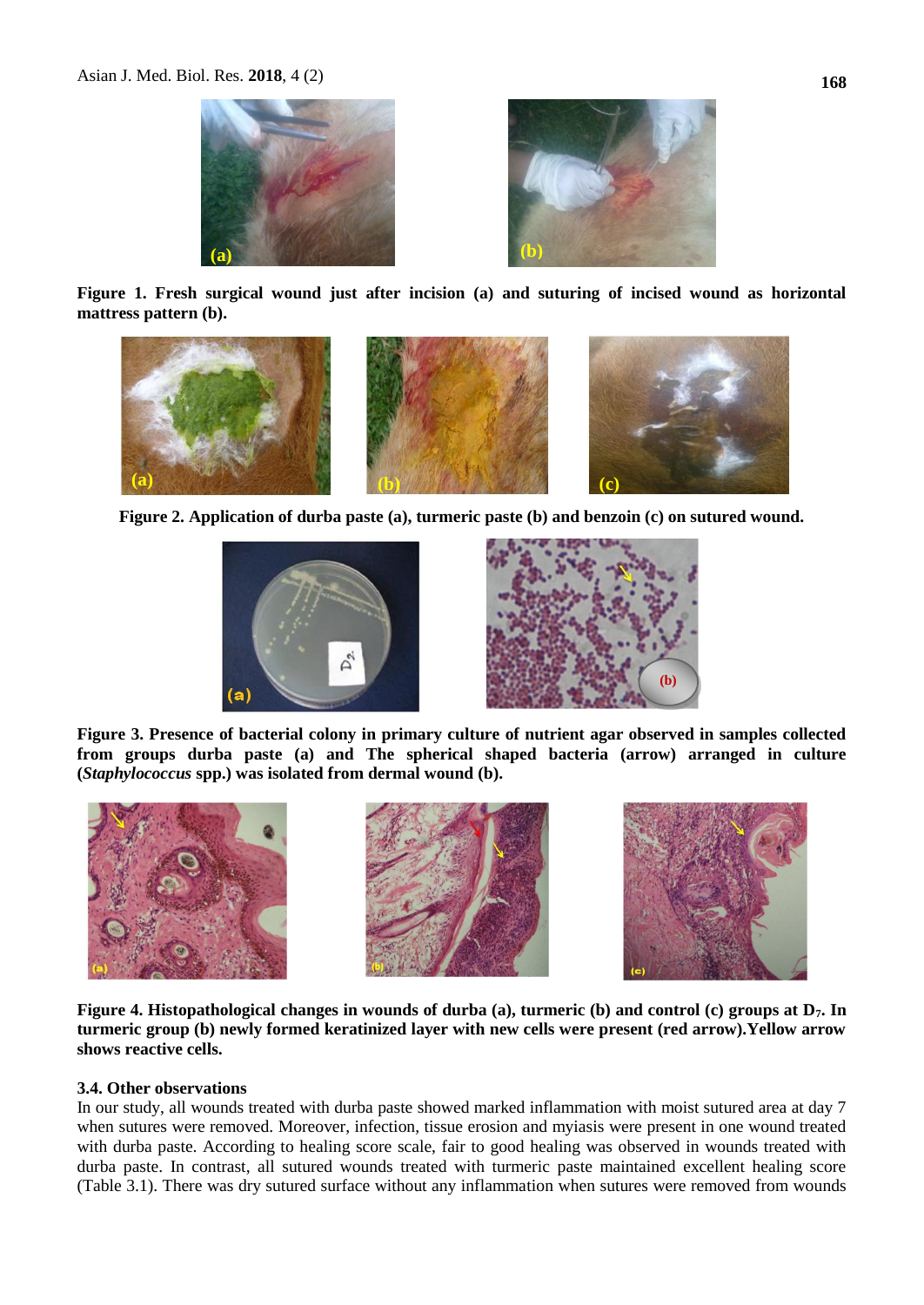**Figure 1. Fresh surgical wound just after incision (a) and suturing of incised wound as horizontal mattress pattern (b).**

**Figure 2. Application of durba paste (a), turmeric paste (b) and benzoin (c) on sutured wound.**

**Figure 3. Presence of bacterial colony in primary culture of nutrient agar observed in samples collected from groups durba paste (a) and The spherical shaped bacteria (arrow) arranged in culture (*Staphylococcus* spp.) was isolated from dermal wound (b).**

**Figure 4. Histopathological changes in wounds of durba (a), turmeric (b) and control (c) groups at $D_7$. In turmeric group (b) newly formed keratinized layer with new cells were present (red arrow).Yellow arrow shows reactive cells.**

### 3.4. Other observations

In our study, all wounds treated with durba paste showed marked inflammation with moist sutured area at day 7 when sutures were removed. Moreover, infection, tissue erosion and myiasis were present in one wound treated with durba paste. According to healing score scale, fair to good healing was observed in wounds treated with durba paste. In contrast, all sutured wounds treated with turmeric paste maintained excellent healing score (Table 3.1). There was dry sutured surface without any inflammation when sutures were removed from wounds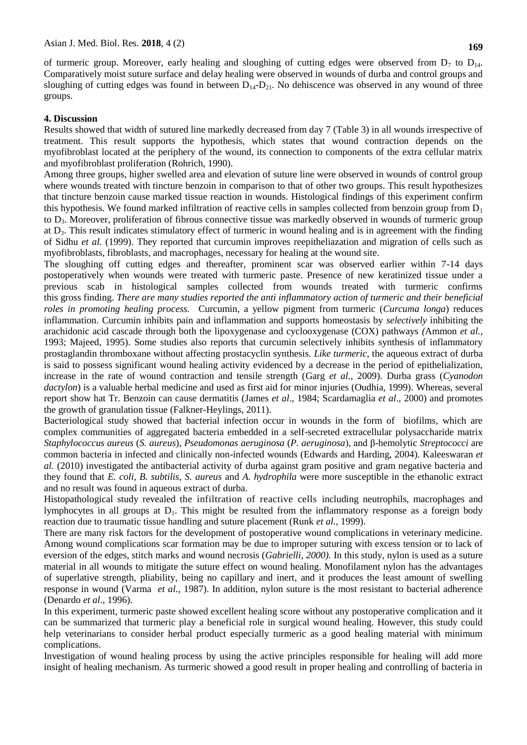of turmeric group. Moreover, early healing and sloughing of cutting edges were observed from $D_7$ to $D_{14}$. Comparatively moist suture surface and delay healing were observed in wounds of durba and control groups and sloughing of cutting edges was found in between $D_{14}$-$D_{21}$. No dehiscence was observed in any wound of three groups.

## 4. Discussion

Results showed that width of sutured line markedly decreased from day 7 (Table 3) in all wounds irrespective of treatment. This result supports the hypothesis, which states that wound contraction depends on the myofibroblast located at the periphery of the wound, its connection to components of the extra cellular matrix and myofibroblast proliferation (Rohrich, 1990).

Among three groups, higher swelled area and elevation of suture line were observed in wounds of control group where wounds treated with tincture benzoin in comparison to that of other two groups. This result hypothesizes that tincture benzoin cause marked tissue reaction in wounds. Histological findings of this experiment confirm this hypothesis. We found marked infiltration of reactive cells in samples collected from benzoin group from $D_1$ to $D_3$. Moreover, proliferation of fibrous connective tissue was markedly observed in wounds of turmeric group at $D_3$. This result indicates stimulatory effect of turmeric in wound healing and is in agreement with the finding of Sidhu *et al.* (1999). They reported that curcumin improves reepitheliazation and migration of cells such as myofibroblasts, fibroblasts, and macrophages, necessary for healing at the wound site.

The sloughing off cutting edges and thereafter, prominent scar was observed earlier within 7-14 days postoperatively when wounds were treated with turmeric paste. Presence of new keratinized tissue under a previous scab in histological samples collected from wounds treated with turmeric confirms this gross finding. *There are many studies reported the anti inflammatory action of turmeric and their beneficial roles in promoting healing process.* Curcumin, a yellow pigment from turmeric (*Curcuma longa*) reduces inflammation. Curcumin inhibits pain and inflammation and supports homeostasis by *selectively* inhibiting the arachidonic acid cascade through both the lipoxygenase and cyclooxygenase (COX) pathways *(*Ammon *et al.*, 1993; Majeed, 1995). Some studies also reports that curcumin selectively inhibits synthesis of inflammatory prostaglandin thromboxane without affecting prostacyclin synthesis. *Like turmeric*, the aqueous extract of durba is said to possess significant wound healing activity evidenced by a decrease in the period of epithelialization, increase in the rate of wound contraction and tensile strength (Garg *et al.,* 2009). Durba grass (*Cyanodon dactylon*) is a valuable herbal medicine and used as first aid for minor injuries (Oudhia, 1999). Whereas, several report show hat Tr. Benzoin can cause dermatitis (James *et al*., 1984; Scardamaglia *et al*., 2000) and promotes the growth of granulation tissue (Falkner-Heylings, 2011).

Bacteriological study showed that bacterial infection occur in wounds in the form of biofilms, which are complex communities of aggregated bacteria embedded in a self-secreted extracellular polysaccharide matrix *Staphylococcus aureus* (*S. aureus*), *Pseudomonas aeruginosa* (*P. aeruginosa*), and β-hemolytic *Streptococci* are common bacteria in infected and clinically non-infected wounds (Edwards and Harding, 2004). Kaleeswaran *et al.* (2010) investigated the antibacterial activity of durba against gram positive and gram negative bacteria and they found that *E. coli*, *B. subtilis*, *S. aureus* and *A. hydrophila* were more susceptible in the ethanolic extract and no result was found in aqueous extract of durba.

Histopathological study revealed the infiltration of reactive cells including neutrophils, macrophages and lymphocytes in all groups at $D_1$. This might be resulted from the inflammatory response as a foreign body reaction due to traumatic tissue handling and suture placement (Runk *et al.*, 1999).

There are many risk factors for the development of postoperative wound complications in veterinary medicine. Among wound complications scar formation may be due to improper suturing with excess tension or to lack of eversion of the edges, stitch marks and wound necrosis (*Gabrielli, 2000).* In this study, nylon is used as a suture material in all wounds to mitigate the suture effect on wound healing. Monofilament nylon has the advantages of superlative strength, pliability, being no capillary and inert, and it produces the least amount of swelling response in wound (Varma *et al.*, 1987). In addition, nylon suture is the most resistant to bacterial adherence (Denardo *et al*., 1996).

In this experiment, turmeric paste showed excellent healing score without any postoperative complication and it can be summarized that turmeric play a beneficial role in surgical wound healing. However, this study could help veterinarians to consider herbal product especially turmeric as a good healing material with minimum complications.

Investigation of wound healing process by using the active principles responsible for healing will add more insight of healing mechanism. As turmeric showed a good result in proper healing and controlling of bacteria in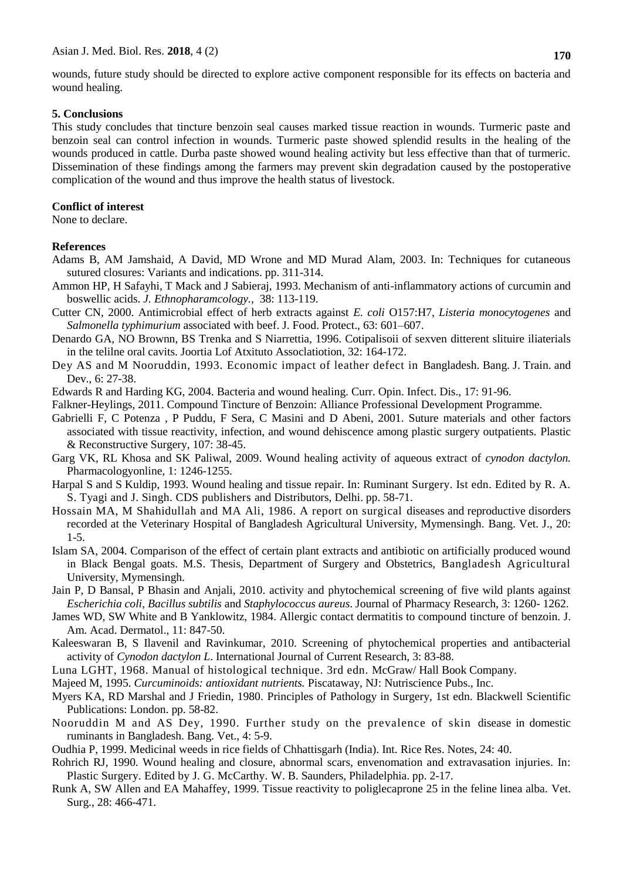wounds, future study should be directed to explore active component responsible for its effects on bacteria and wound healing.

## 5. Conclusions

This study concludes that tincture benzoin seal causes marked tissue reaction in wounds. Turmeric paste and benzoin seal can control infection in wounds. Turmeric paste showed splendid results in the healing of the wounds produced in cattle. Durba paste showed wound healing activity but less effective than that of turmeric. Dissemination of these findings among the farmers may prevent skin degradation caused by the postoperative complication of the wound and thus improve the health status of livestock.

## Conflict of interest

None to declare.

## References

Adams B, AM Jamshaid, A David, MD Wrone and MD Murad Alam, 2003. In: Techniques for cutaneous sutured closures: Variants and indications. pp. 311-314.

Ammon HP, H Safayhi, T Mack and J Sabieraj, 1993. Mechanism of anti-inflammatory actions of curcumin and boswellic acids. *J. Ethnopharamcology.*, 38: 113-119.

Cutter CN, 2000. Antimicrobial effect of herb extracts against *E. coli* O157:H7, *Listeria monocytogenes* and *Salmonella typhimurium* associated with beef. J. Food. Protect., 63: 601–607.

Denardo GA, NO Brownn, BS Trenka and S Niarrettia, 1996. Cotipalisoii of sexven ditterent slituire iliaterials in the telilne oral cavits. Joortia Lof Atxituto Assoclatiotion, 32: 164-172.

Dey AS and M Nooruddin, 1993. Economic impact of leather defect in Bangladesh. Bang. J. Train. and Dev., 6: 27-38.

Edwards R and Harding KG, 2004. Bacteria and wound healing. Curr. Opin. Infect. Dis., 17: 91-96.

Falkner-Heylings, 2011. Compound Tincture of Benzoin: Alliance Professional Development Programme.

Gabrielli F, C Potenza , P Puddu, F Sera, C Masini and D Abeni, 2001. Suture materials and other factors associated with tissue reactivity, infection, and wound dehiscence among plastic surgery outpatients. Plastic & Reconstructive Surgery, 107: 38-45.

Garg VK, RL Khosa and SK Paliwal, 2009. Wound healing activity of aqueous extract of *cynodon dactylon.* Pharmacologyonline, 1: 1246-1255.

Harpal S and S Kuldip, 1993. Wound healing and tissue repair. In: Ruminant Surgery. Ist edn. Edited by R. A. S. Tyagi and J. Singh. CDS publishers and Distributors, Delhi. pp. 58-71.

Hossain MA, M Shahidullah and MA Ali, 1986. A report on surgical diseases and reproductive disorders recorded at the Veterinary Hospital of Bangladesh Agricultural University, Mymensingh. Bang. Vet. J., 20: 1-5.

Islam SA, 2004. Comparison of the effect of certain plant extracts and antibiotic on artificially produced wound in Black Bengal goats. M.S. Thesis, Department of Surgery and Obstetrics, Bangladesh Agricultural University, Mymensingh.

Jain P, D Bansal, P Bhasin and Anjali, 2010. activity and phytochemical screening of five wild plants against *Escherichia coli*, *Bacillus subtilis* and *Staphylococcus aureus*. Journal of Pharmacy Research, 3: 1260- 1262.

James WD, SW White and B Yanklowitz, 1984. Allergic contact dermatitis to compound tincture of benzoin. J. Am. Acad. Dermatol., 11: 847-50.

Kaleeswaran B, S Ilavenil and Ravinkumar, 2010. Screening of phytochemical properties and antibacterial activity of *Cynodon dactylon L*. International Journal of Current Research, 3: 83-88.

Luna LGHT, 1968. Manual of histological technique. 3rd edn. McGraw/ Hall Book Company.

Majeed M, 1995. *Curcuminoids: antioxidant nutrients.* Piscataway, NJ: Nutriscience Pubs., Inc.

Myers KA, RD Marshal and J Friedin, 1980. Principles of Pathology in Surgery, 1st edn. Blackwell Scientific Publications: London. pp. 58-82.

Nooruddin M and AS Dey, 1990. Further study on the prevalence of skin disease in domestic ruminants in Bangladesh. Bang. Vet., 4: 5-9.

Oudhia P, 1999. Medicinal weeds in rice fields of Chhattisgarh (India). Int. Rice Res. Notes, 24: 40.

Rohrich RJ, 1990. Wound healing and closure, abnormal scars, envenomation and extravasation injuries. In: Plastic Surgery. Edited by J. G. McCarthy. W. B. Saunders, Philadelphia. pp. 2-17.

Runk A, SW Allen and EA Mahaffey, 1999. Tissue reactivity to poliglecaprone 25 in the feline linea alba. Vet. Surg., 28: 466-471.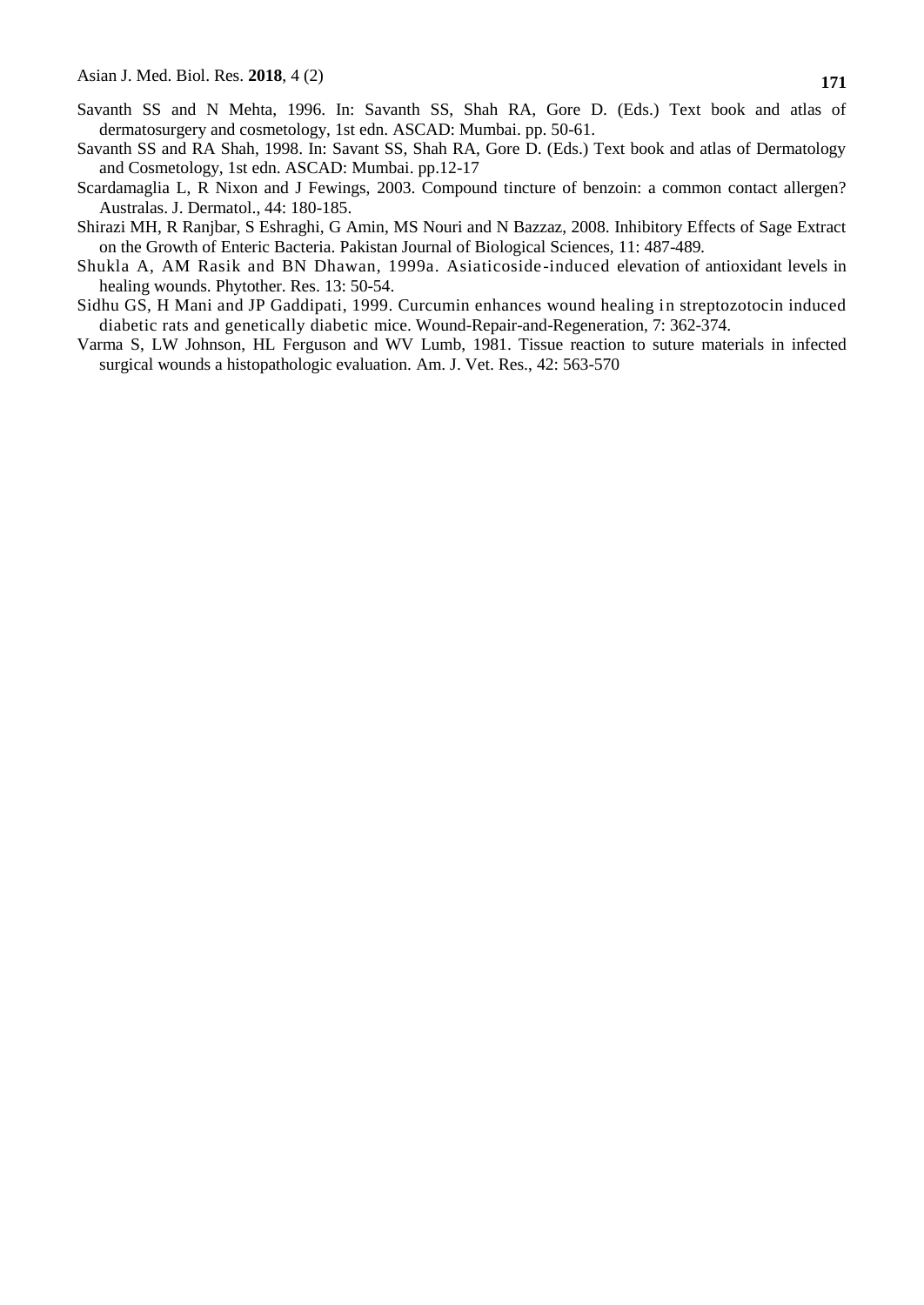Savanth SS and N Mehta, 1996. In: Savanth SS, Shah RA, Gore D. (Eds.) Text book and atlas of dermatosurgery and cosmetology, 1st edn. ASCAD: Mumbai. pp. 50-61.

Savanth SS and RA Shah, 1998. In: Savant SS, Shah RA, Gore D. (Eds.) Text book and atlas of Dermatology and Cosmetology, 1st edn. ASCAD: Mumbai. pp.12-17

Scardamaglia L, R Nixon and J Fewings, 2003. Compound tincture of benzoin: a common contact allergen? Australas. J. Dermatol., 44: 180-185.

Shirazi MH, R Ranjbar, S Eshraghi, G Amin, MS Nouri and N Bazzaz, 2008. Inhibitory Effects of Sage Extract on the Growth of Enteric Bacteria. Pakistan Journal of Biological Sciences, 11: 487-489.

Shukla A, AM Rasik and BN Dhawan, 1999a. Asiaticoside-induced elevation of antioxidant levels in healing wounds. Phytother. Res. 13: 50-54.

Sidhu GS, H Mani and JP Gaddipati, 1999. Curcumin enhances wound healing in streptozotocin induced diabetic rats and genetically diabetic mice. Wound-Repair-and-Regeneration, 7: 362-374.

Varma S, LW Johnson, HL Ferguson and WV Lumb, 1981. Tissue reaction to suture materials in infected surgical wounds a histopathologic evaluation. Am. J. Vet. Res., 42: 563-570